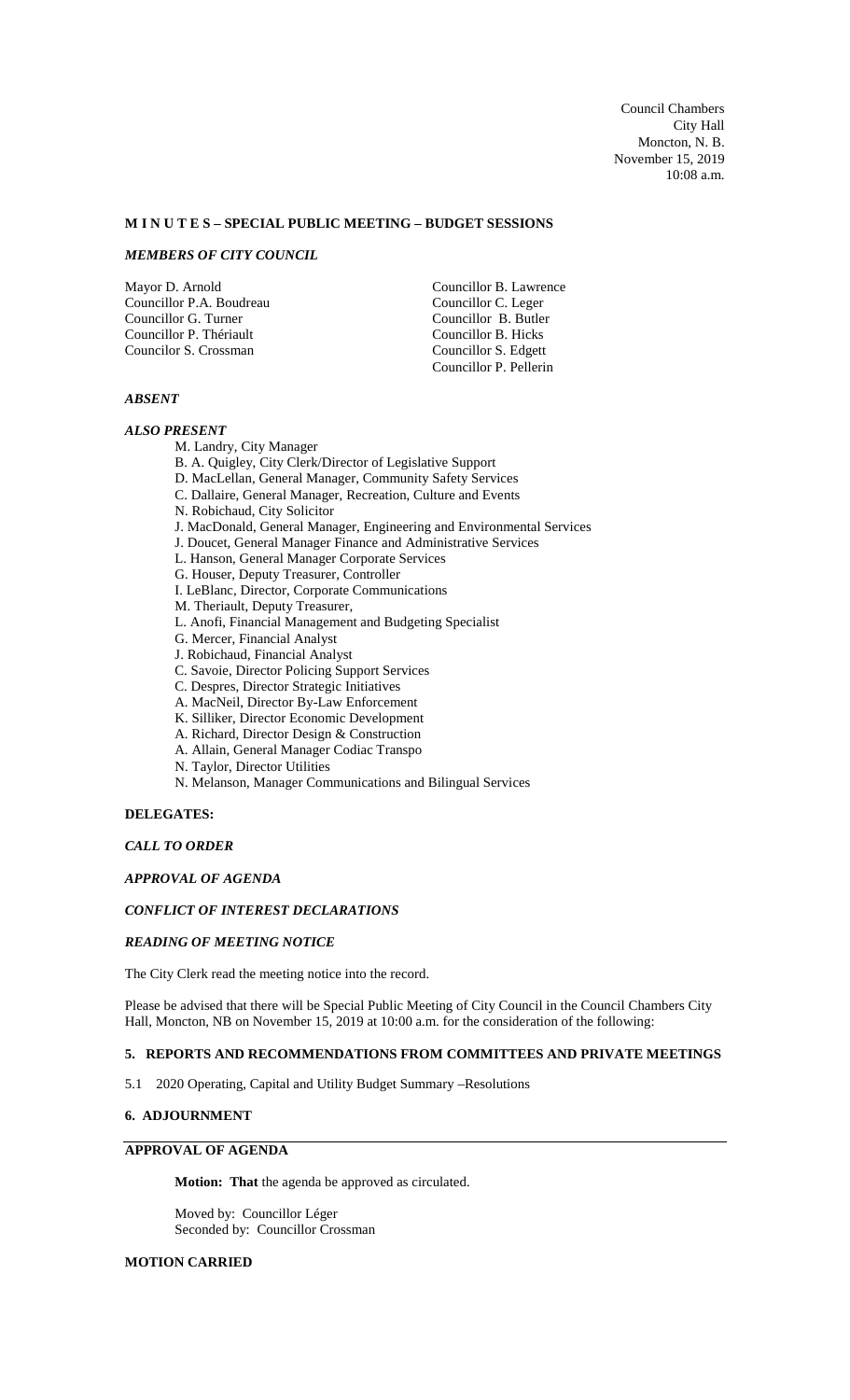Council Chambers
City Hall
Moncton, N. B.
November 15, 2019
10:08 a.m.

**M I N U T E S – SPECIAL PUBLIC MEETING – BUDGET SESSIONS**

***MEMBERS OF CITY COUNCIL***

Mayor D. Arnold
Councillor P.A. Boudreau
Councillor G. Turner
Councillor P. Thériault
Councilor S. Crossman
Councillor B. Lawrence
Councillor C. Leger
Councillor B. Butler
Councillor B. Hicks
Councillor S. Edgett
Councillor P. Pellerin

***ABSENT***

***ALSO PRESENT***

M. Landry, City Manager
B. A. Quigley, City Clerk/Director of Legislative Support
D. MacLellan, General Manager, Community Safety Services
C. Dallaire, General Manager, Recreation, Culture and Events
N. Robichaud, City Solicitor
J. MacDonald, General Manager, Engineering and Environmental Services
J. Doucet, General Manager Finance and Administrative Services
L. Hanson, General Manager Corporate Services
G. Houser, Deputy Treasurer, Controller
I. LeBlanc, Director, Corporate Communications
M. Theriault, Deputy Treasurer,
L. Anofi, Financial Management and Budgeting Specialist
G. Mercer, Financial Analyst
J. Robichaud, Financial Analyst
C. Savoie, Director Policing Support Services
C. Despres, Director Strategic Initiatives
A. MacNeil, Director By-Law Enforcement
K. Silliker, Director Economic Development
A. Richard, Director Design & Construction
A. Allain, General Manager Codiac Transpo
N. Taylor, Director Utilities
N. Melanson, Manager Communications and Bilingual Services

**DELEGATES:**

***CALL TO ORDER***

***APPROVAL OF AGENDA***

***CONFLICT OF INTEREST DECLARATIONS***

***READING OF MEETING NOTICE***

The City Clerk read the meeting notice into the record.

Please be advised that there will be Special Public Meeting of City Council in the Council Chambers City Hall, Moncton, NB on November 15, 2019 at 10:00 a.m. for the consideration of the following:

**5. REPORTS AND RECOMMENDATIONS FROM COMMITTEES AND PRIVATE MEETINGS**

5.1 2020 Operating, Capital and Utility Budget Summary –Resolutions

**6. ADJOURNMENT**

**APPROVAL OF AGENDA**

**Motion: That** the agenda be approved as circulated.

Moved by: Councillor Léger
Seconded by: Councillor Crossman

**MOTION CARRIED**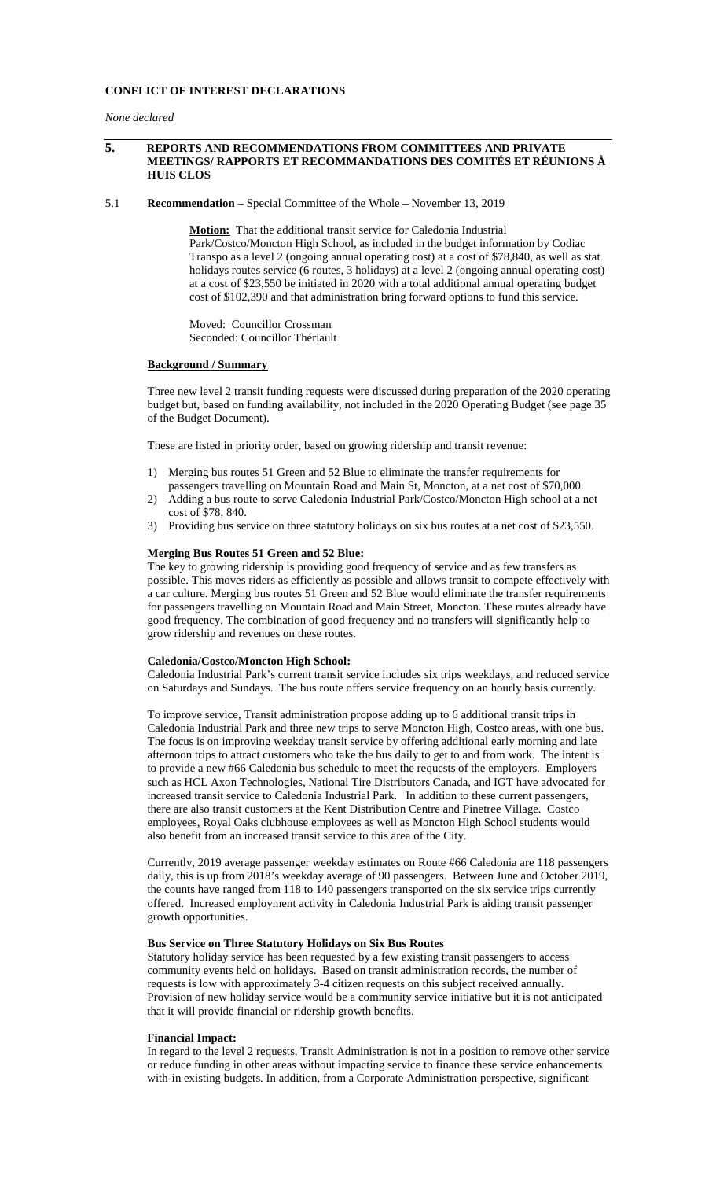**CONFLICT OF INTEREST DECLARATIONS**

*None declared*

## 5. REPORTS AND RECOMMENDATIONS FROM COMMITTEES AND PRIVATE MEETINGS/ RAPPORTS ET RECOMMANDATIONS DES COMITÉS ET RÉUNIONS À HUIS CLOS

5.1 **Recommendation** – Special Committee of the Whole – November 13, 2019

**Motion:** That the additional transit service for Caledonia Industrial Park/Costco/Moncton High School, as included in the budget information by Codiac Transpo as a level 2 (ongoing annual operating cost) at a cost of $78,840, as well as stat holidays routes service (6 routes, 3 holidays) at a level 2 (ongoing annual operating cost) at a cost of $23,550 be initiated in 2020 with a total additional annual operating budget cost of $102,390 and that administration bring forward options to fund this service.

Moved: Councillor Crossman
Seconded: Councillor Thériault

**Background / Summary**

Three new level 2 transit funding requests were discussed during preparation of the 2020 operating budget but, based on funding availability, not included in the 2020 Operating Budget (see page 35 of the Budget Document).

These are listed in priority order, based on growing ridership and transit revenue:

1) Merging bus routes 51 Green and 52 Blue to eliminate the transfer requirements for passengers travelling on Mountain Road and Main St, Moncton, at a net cost of $70,000.
2) Adding a bus route to serve Caledonia Industrial Park/Costco/Moncton High school at a net cost of $78, 840.
3) Providing bus service on three statutory holidays on six bus routes at a net cost of $23,550.

**Merging Bus Routes 51 Green and 52 Blue:**
The key to growing ridership is providing good frequency of service and as few transfers as possible. This moves riders as efficiently as possible and allows transit to compete effectively with a car culture. Merging bus routes 51 Green and 52 Blue would eliminate the transfer requirements for passengers travelling on Mountain Road and Main Street, Moncton. These routes already have good frequency. The combination of good frequency and no transfers will significantly help to grow ridership and revenues on these routes.

**Caledonia/Costco/Moncton High School:**
Caledonia Industrial Park's current transit service includes six trips weekdays, and reduced service on Saturdays and Sundays. The bus route offers service frequency on an hourly basis currently.

To improve service, Transit administration propose adding up to 6 additional transit trips in Caledonia Industrial Park and three new trips to serve Moncton High, Costco areas, with one bus. The focus is on improving weekday transit service by offering additional early morning and late afternoon trips to attract customers who take the bus daily to get to and from work. The intent is to provide a new #66 Caledonia bus schedule to meet the requests of the employers. Employers such as HCL Axon Technologies, National Tire Distributors Canada, and IGT have advocated for increased transit service to Caledonia Industrial Park. In addition to these current passengers, there are also transit customers at the Kent Distribution Centre and Pinetree Village. Costco employees, Royal Oaks clubhouse employees as well as Moncton High School students would also benefit from an increased transit service to this area of the City.

Currently, 2019 average passenger weekday estimates on Route #66 Caledonia are 118 passengers daily, this is up from 2018's weekday average of 90 passengers. Between June and October 2019, the counts have ranged from 118 to 140 passengers transported on the six service trips currently offered. Increased employment activity in Caledonia Industrial Park is aiding transit passenger growth opportunities.

**Bus Service on Three Statutory Holidays on Six Bus Routes**
Statutory holiday service has been requested by a few existing transit passengers to access community events held on holidays. Based on transit administration records, the number of requests is low with approximately 3-4 citizen requests on this subject received annually. Provision of new holiday service would be a community service initiative but it is not anticipated that it will provide financial or ridership growth benefits.

**Financial Impact:**
In regard to the level 2 requests, Transit Administration is not in a position to remove other service or reduce funding in other areas without impacting service to finance these service enhancements with-in existing budgets. In addition, from a Corporate Administration perspective, significant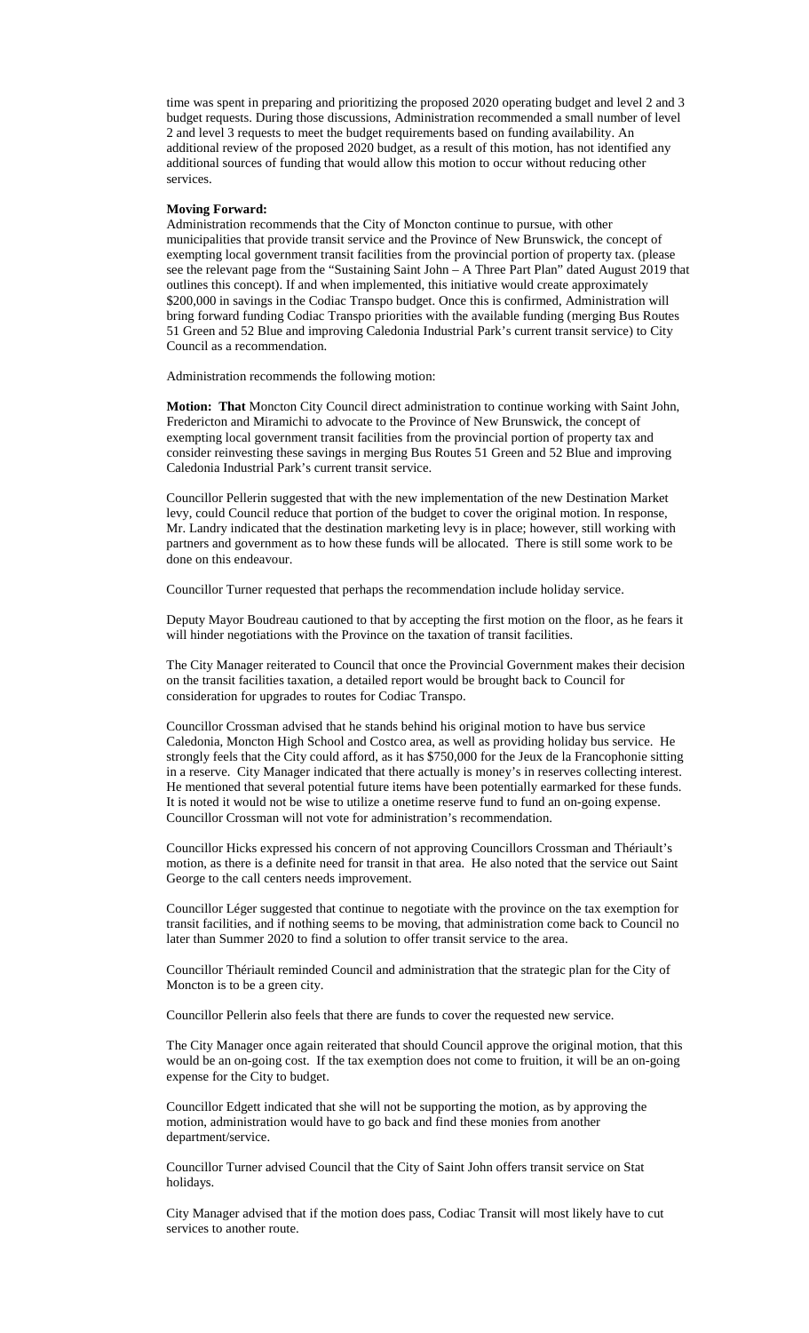time was spent in preparing and prioritizing the proposed 2020 operating budget and level 2 and 3 budget requests. During those discussions, Administration recommended a small number of level 2 and level 3 requests to meet the budget requirements based on funding availability. An additional review of the proposed 2020 budget, as a result of this motion, has not identified any additional sources of funding that would allow this motion to occur without reducing other services.

**Moving Forward:**

Administration recommends that the City of Moncton continue to pursue, with other municipalities that provide transit service and the Province of New Brunswick, the concept of exempting local government transit facilities from the provincial portion of property tax. (please see the relevant page from the "Sustaining Saint John – A Three Part Plan" dated August 2019 that outlines this concept). If and when implemented, this initiative would create approximately $200,000 in savings in the Codiac Transpo budget. Once this is confirmed, Administration will bring forward funding Codiac Transpo priorities with the available funding (merging Bus Routes 51 Green and 52 Blue and improving Caledonia Industrial Park's current transit service) to City Council as a recommendation.

Administration recommends the following motion:

**Motion: That** Moncton City Council direct administration to continue working with Saint John, Fredericton and Miramichi to advocate to the Province of New Brunswick, the concept of exempting local government transit facilities from the provincial portion of property tax and consider reinvesting these savings in merging Bus Routes 51 Green and 52 Blue and improving Caledonia Industrial Park's current transit service.

Councillor Pellerin suggested that with the new implementation of the new Destination Market levy, could Council reduce that portion of the budget to cover the original motion. In response, Mr. Landry indicated that the destination marketing levy is in place; however, still working with partners and government as to how these funds will be allocated. There is still some work to be done on this endeavour.

Councillor Turner requested that perhaps the recommendation include holiday service.

Deputy Mayor Boudreau cautioned to that by accepting the first motion on the floor, as he fears it will hinder negotiations with the Province on the taxation of transit facilities.

The City Manager reiterated to Council that once the Provincial Government makes their decision on the transit facilities taxation, a detailed report would be brought back to Council for consideration for upgrades to routes for Codiac Transpo.

Councillor Crossman advised that he stands behind his original motion to have bus service Caledonia, Moncton High School and Costco area, as well as providing holiday bus service. He strongly feels that the City could afford, as it has $750,000 for the Jeux de la Francophonie sitting in a reserve. City Manager indicated that there actually is money's in reserves collecting interest. He mentioned that several potential future items have been potentially earmarked for these funds. It is noted it would not be wise to utilize a onetime reserve fund to fund an on-going expense. Councillor Crossman will not vote for administration's recommendation.

Councillor Hicks expressed his concern of not approving Councillors Crossman and Thériault's motion, as there is a definite need for transit in that area. He also noted that the service out Saint George to the call centers needs improvement.

Councillor Léger suggested that continue to negotiate with the province on the tax exemption for transit facilities, and if nothing seems to be moving, that administration come back to Council no later than Summer 2020 to find a solution to offer transit service to the area.

Councillor Thériault reminded Council and administration that the strategic plan for the City of Moncton is to be a green city.

Councillor Pellerin also feels that there are funds to cover the requested new service.

The City Manager once again reiterated that should Council approve the original motion, that this would be an on-going cost. If the tax exemption does not come to fruition, it will be an on-going expense for the City to budget.

Councillor Edgett indicated that she will not be supporting the motion, as by approving the motion, administration would have to go back and find these monies from another department/service.

Councillor Turner advised Council that the City of Saint John offers transit service on Stat holidays.

City Manager advised that if the motion does pass, Codiac Transit will most likely have to cut services to another route.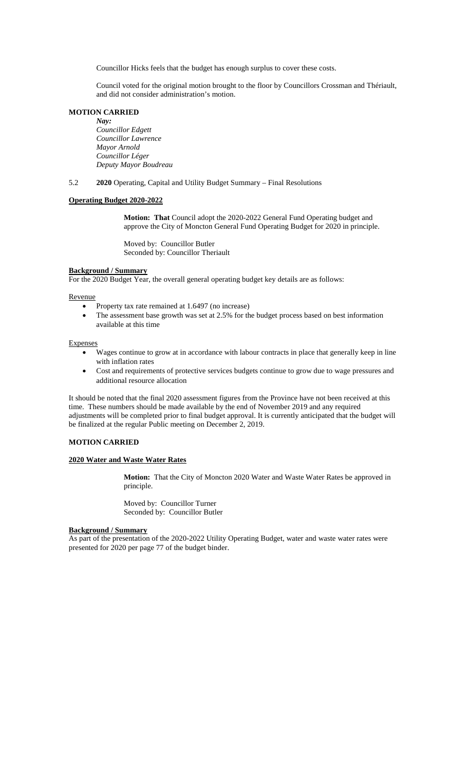Councillor Hicks feels that the budget has enough surplus to cover these costs.

Council voted for the original motion brought to the floor by Councillors Crossman and Thériault, and did not consider administration's motion.

**MOTION CARRIED**

*Nay:*
*Councillor Edgett*
*Councillor Lawrence*
*Mayor Arnold*
*Councillor Léger*
*Deputy Mayor Boudreau*

5.2 **2020** Operating, Capital and Utility Budget Summary – Final Resolutions

**Operating Budget 2020-2022**

**Motion: That** Council adopt the 2020-2022 General Fund Operating budget and approve the City of Moncton General Fund Operating Budget for 2020 in principle.

Moved by: Councillor Butler
Seconded by: Councillor Theriault

**Background / Summary**

For the 2020 Budget Year, the overall general operating budget key details are as follows:

Revenue

- Property tax rate remained at 1.6497 (no increase)
- The assessment base growth was set at 2.5% for the budget process based on best information available at this time

Expenses

- Wages continue to grow at in accordance with labour contracts in place that generally keep in line with inflation rates
- Cost and requirements of protective services budgets continue to grow due to wage pressures and additional resource allocation

It should be noted that the final 2020 assessment figures from the Province have not been received at this time. These numbers should be made available by the end of November 2019 and any required adjustments will be completed prior to final budget approval. It is currently anticipated that the budget will be finalized at the regular Public meeting on December 2, 2019.

**MOTION CARRIED**

**2020 Water and Waste Water Rates**

**Motion:** That the City of Moncton 2020 Water and Waste Water Rates be approved in principle.

Moved by: Councillor Turner
Seconded by: Councillor Butler

**Background / Summary**

As part of the presentation of the 2020-2022 Utility Operating Budget, water and waste water rates were presented for 2020 per page 77 of the budget binder.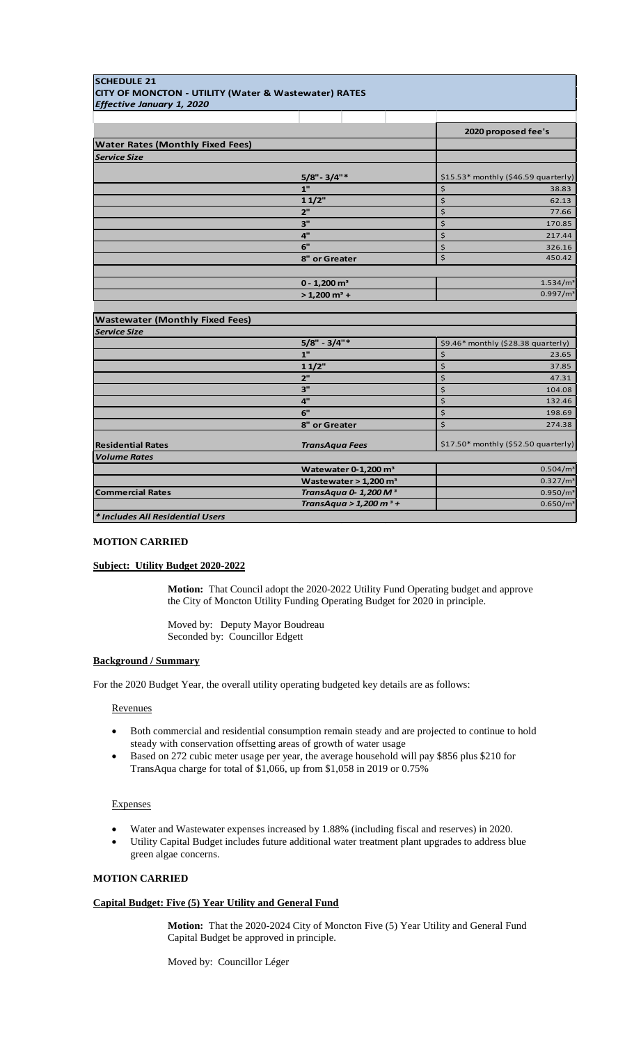| SCHEDULE 21<br>CITY OF MONCTON - UTILITY (Water & Wastewater) RATES<br>*Effective January 1, 2020* | | |
|---|---|---|
| | | **2020 proposed fee's** |
| **Water Rates (Monthly Fixed Fees)** | | |
| ***Service Size*** | | |
| | **5/8" - 3/4"*** | $15.53* monthly ($46.59 quarterly) |
| | **1"** | $ 38.83 |
| | **1 1/2"** | $ 62.13 |
| | **2"** | $ 77.66 |
| | **3"** | $ 170.85 |
| | **4"** | $ 217.44 |
| | **6"** | $ 326.16 |
| | **8" or Greater** | $ 450.42 |
| | | |
| | **0 - 1,200 m³** | 1.534/m³ |
| | **> 1,200 m³ +** | 0.997/m³ |
| | | |
| **Wastewater (Monthly Fixed Fees)** | | |
| ***Service Size*** | | |
| | **5/8" - 3/4"*** | $9.46* monthly ($28.38 quarterly) |
| | **1"** | $ 23.65 |
| | **1 1/2"** | $ 37.85 |
| | **2"** | $ 47.31 |
| | **3"** | $ 104.08 |
| | **4"** | $ 132.46 |
| | **6"** | $ 198.69 |
| | **8" or Greater** | $ 274.38 |
| **Residential Rates** | ***TransAqua Fees*** | $17.50* monthly ($52.50 quarterly) |
| ***Volume Rates*** | | |
| | **Watewater 0-1,200 m³** | 0.504/m³ |
| | **Wastewater > 1,200 m³** | 0.327/m³ |
| **Commercial Rates** | ***TransAqua 0- 1,200 M³*** | 0.950/m³ |
| | ***TransAqua > 1,200 m³ +*** | 0.650/m³ |
| ****Includes All Residential Users*** | | |

**MOTION CARRIED**

**Subject: Utility Budget 2020-2022**

> **Motion:** That Council adopt the 2020-2022 Utility Fund Operating budget and approve the City of Moncton Utility Funding Operating Budget for 2020 in principle.
>
> Moved by: Deputy Mayor Boudreau
> Seconded by: Councillor Edgett

**Background / Summary**

For the 2020 Budget Year, the overall utility operating budgeted key details are as follows:

Revenues

- Both commercial and residential consumption remain steady and are projected to continue to hold steady with conservation offsetting areas of growth of water usage
- Based on 272 cubic meter usage per year, the average household will pay $856 plus $210 for TransAqua charge for total of $1,066, up from $1,058 in 2019 or 0.75%

Expenses

- Water and Wastewater expenses increased by 1.88% (including fiscal and reserves) in 2020.
- Utility Capital Budget includes future additional water treatment plant upgrades to address blue green algae concerns.

**MOTION CARRIED**

**Capital Budget: Five (5) Year Utility and General Fund**

> **Motion:** That the 2020-2024 City of Moncton Five (5) Year Utility and General Fund Capital Budget be approved in principle.
>
> Moved by: Councillor Léger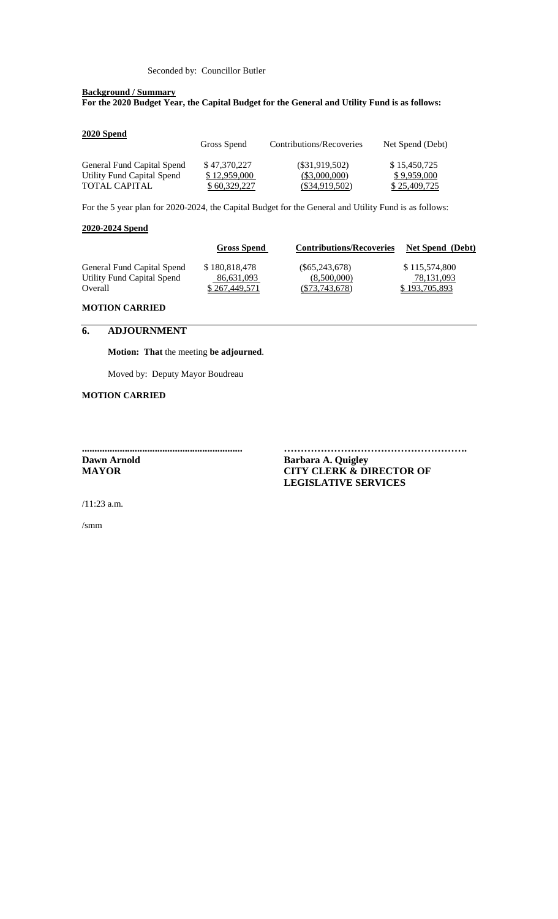Seconded by: Councillor Butler

**Background / Summary**

**For the 2020 Budget Year, the Capital Budget for the General and Utility Fund is as follows:**

**2020 Spend**

| | Gross Spend | Contributions/Recoveries | Net Spend (Debt) |
|---|---|---|---|
| General Fund Capital Spend | \$ 47,370,227 | (\$31,919,502) | \$ 15,450,725 |
| Utility Fund Capital Spend | \$ 12,959,000 | (\$3,000,000) | \$ 9,959,000 |
| TOTAL CAPITAL | \$ 60,329,227 | (\$34,919,502) | \$ 25,409,725 |

For the 5 year plan for 2020-2024, the Capital Budget for the General and Utility Fund is as follows:

**2020-2024 Spend**

| | **Gross Spend** | **Contributions/Recoveries** | **Net Spend (Debt)** |
|---|---|---|---|
| General Fund Capital Spend | \$ 180,818,478 | (\$65,243,678) | \$ 115,574,800 |
| Utility Fund Capital Spend | 86,631,093 | (8,500,000) | 78,131,093 |
| Overall | \$ 267,449,571 | (\$73,743,678) | \$ 193,705,893 |

**MOTION CARRIED**

## 6. ADJOURNMENT

**Motion: That** the meeting **be adjourned**.

Moved by: Deputy Mayor Boudreau

**MOTION CARRIED**

................................................................ ……………………………………………….

**Dawn Arnold**
**MAYOR**

**Barbara A. Quigley**
**CITY CLERK & DIRECTOR OF LEGISLATIVE SERVICES**

/11:23 a.m.

/smm